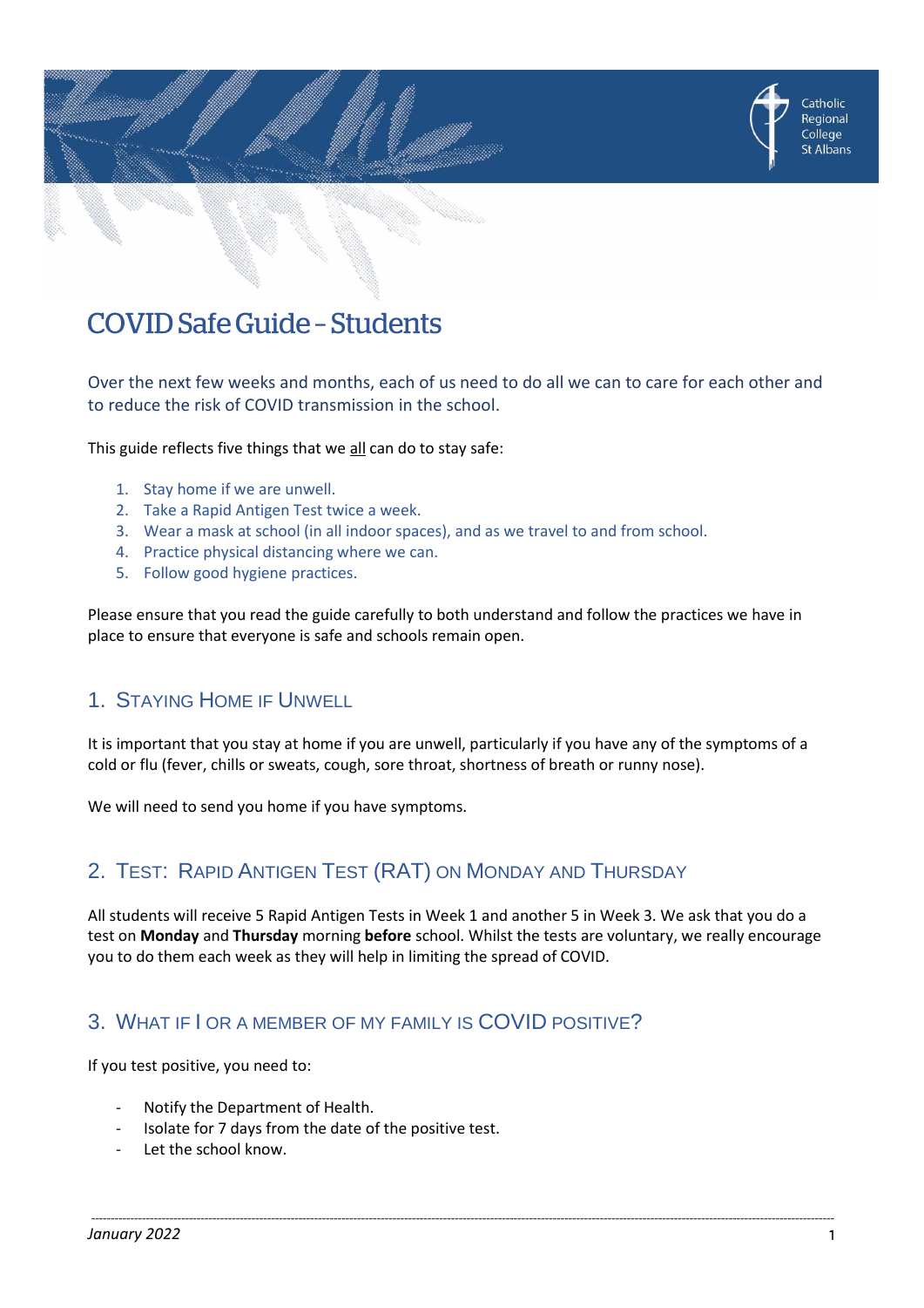Catholic Regional College St Albans

# COVID Safe Guide – Students

Over the next few weeks and months, each of us need to do all we can to care for each other and to reduce the risk of COVID transmission in the school.

This guide reflects five things that we all can do to stay safe:

1. Stay home if we are unwell.
2. Take a Rapid Antigen Test twice a week.
3. Wear a mask at school (in all indoor spaces), and as we travel to and from school.
4. Practice physical distancing where we can.
5. Follow good hygiene practices.

Please ensure that you read the guide carefully to both understand and follow the practices we have in place to ensure that everyone is safe and schools remain open.

## 1. Staying Home if Unwell

It is important that you stay at home if you are unwell, particularly if you have any of the symptoms of a cold or flu (fever, chills or sweats, cough, sore throat, shortness of breath or runny nose).

We will need to send you home if you have symptoms.

## 2. Test: Rapid Antigen Test (RAT) on Monday and Thursday

All students will receive 5 Rapid Antigen Tests in Week 1 and another 5 in Week 3. We ask that you do a test on **Monday** and **Thursday** morning **before** school. Whilst the tests are voluntary, we really encourage you to do them each week as they will help in limiting the spread of COVID.

## 3. What if I or a member of my family is COVID positive?

If you test positive, you need to:

- Notify the Department of Health.
- Isolate for 7 days from the date of the positive test.
- Let the school know.

*January 2022*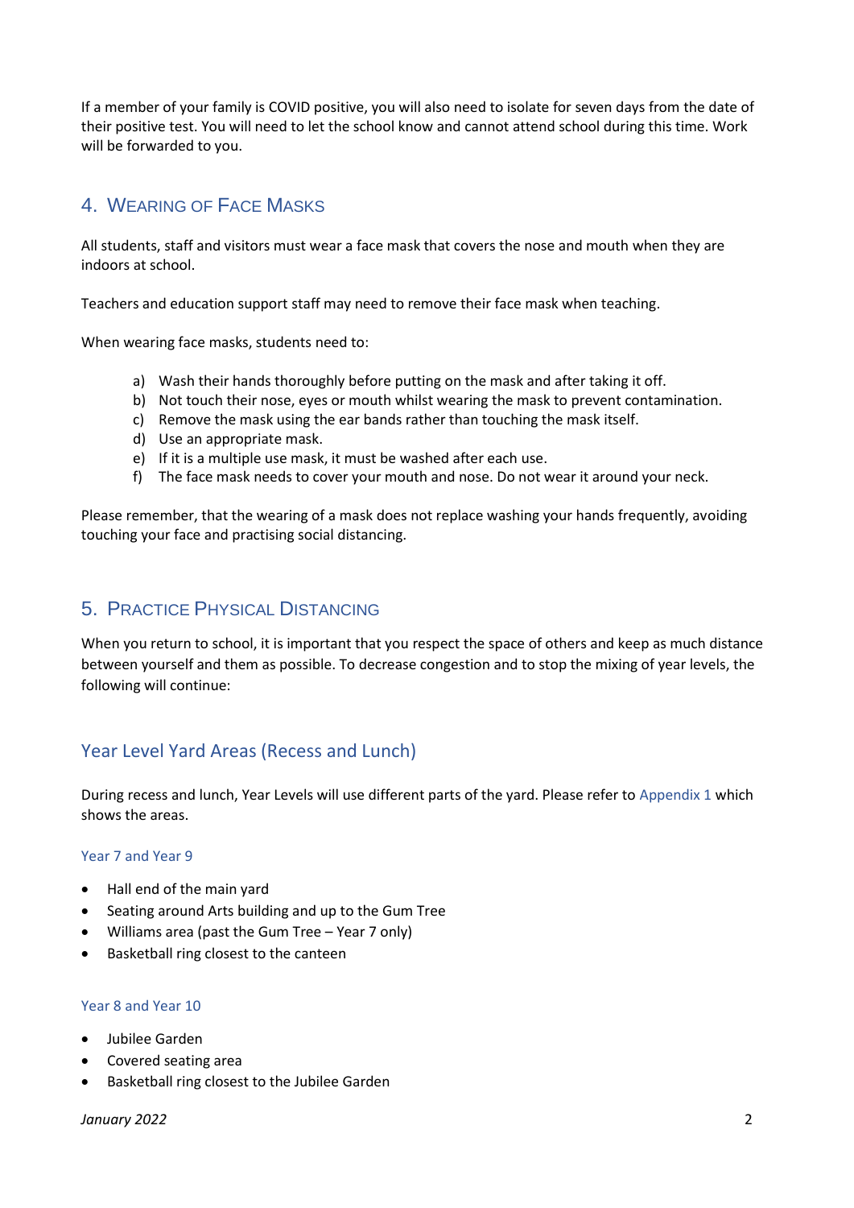If a member of your family is COVID positive, you will also need to isolate for seven days from the date of their positive test. You will need to let the school know and cannot attend school during this time. Work will be forwarded to you.

## 4. Wearing of Face Masks

All students, staff and visitors must wear a face mask that covers the nose and mouth when they are indoors at school.

Teachers and education support staff may need to remove their face mask when teaching.

When wearing face masks, students need to:

a) Wash their hands thoroughly before putting on the mask and after taking it off.
b) Not touch their nose, eyes or mouth whilst wearing the mask to prevent contamination.
c) Remove the mask using the ear bands rather than touching the mask itself.
d) Use an appropriate mask.
e) If it is a multiple use mask, it must be washed after each use.
f) The face mask needs to cover your mouth and nose. Do not wear it around your neck.

Please remember, that the wearing of a mask does not replace washing your hands frequently, avoiding touching your face and practising social distancing.

## 5. Practice Physical Distancing

When you return to school, it is important that you respect the space of others and keep as much distance between yourself and them as possible. To decrease congestion and to stop the mixing of year levels, the following will continue:

### Year Level Yard Areas (Recess and Lunch)

During recess and lunch, Year Levels will use different parts of the yard. Please refer to Appendix 1 which shows the areas.

#### Year 7 and Year 9

- Hall end of the main yard
- Seating around Arts building and up to the Gum Tree
- Williams area (past the Gum Tree – Year 7 only)
- Basketball ring closest to the canteen

#### Year 8 and Year 10

- Jubilee Garden
- Covered seating area
- Basketball ring closest to the Jubilee Garden

*January 2022*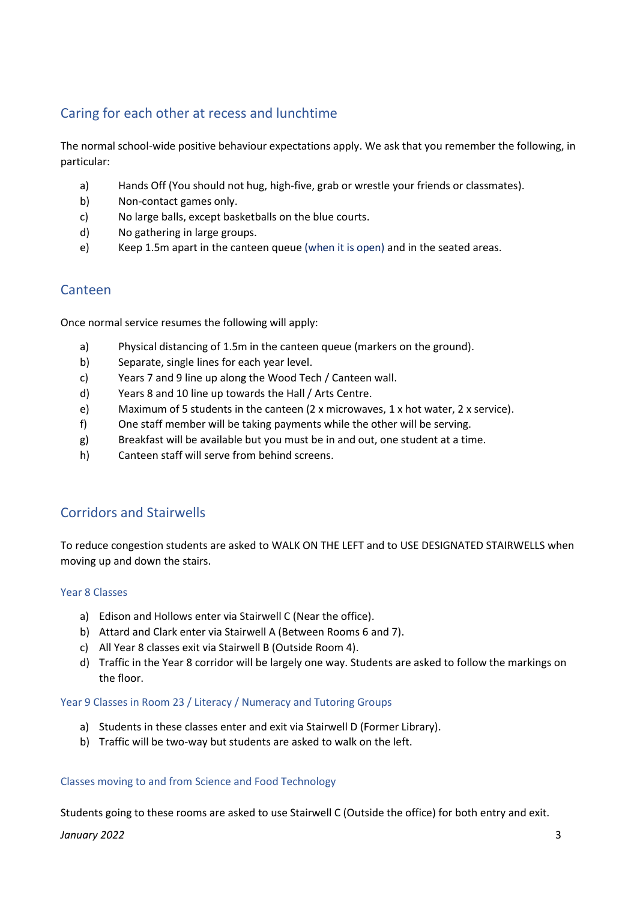## Caring for each other at recess and lunchtime

The normal school-wide positive behaviour expectations apply. We ask that you remember the following, in particular:

a) Hands Off (You should not hug, high-five, grab or wrestle your friends or classmates).
b) Non-contact games only.
c) No large balls, except basketballs on the blue courts.
d) No gathering in large groups.
e) Keep 1.5m apart in the canteen queue (when it is open) and in the seated areas.

## Canteen

Once normal service resumes the following will apply:

a) Physical distancing of 1.5m in the canteen queue (markers on the ground).
b) Separate, single lines for each year level.
c) Years 7 and 9 line up along the Wood Tech / Canteen wall.
d) Years 8 and 10 line up towards the Hall / Arts Centre.
e) Maximum of 5 students in the canteen (2 x microwaves, 1 x hot water, 2 x service).
f) One staff member will be taking payments while the other will be serving.
g) Breakfast will be available but you must be in and out, one student at a time.
h) Canteen staff will serve from behind screens.

## Corridors and Stairwells

To reduce congestion students are asked to WALK ON THE LEFT and to USE DESIGNATED STAIRWELLS when moving up and down the stairs.

### Year 8 Classes

a) Edison and Hollows enter via Stairwell C (Near the office).
b) Attard and Clark enter via Stairwell A (Between Rooms 6 and 7).
c) All Year 8 classes exit via Stairwell B (Outside Room 4).
d) Traffic in the Year 8 corridor will be largely one way. Students are asked to follow the markings on the floor.

### Year 9 Classes in Room 23 / Literacy / Numeracy and Tutoring Groups

a) Students in these classes enter and exit via Stairwell D (Former Library).
b) Traffic will be two-way but students are asked to walk on the left.

### Classes moving to and from Science and Food Technology

Students going to these rooms are asked to use Stairwell C (Outside the office) for both entry and exit.

*January 2022*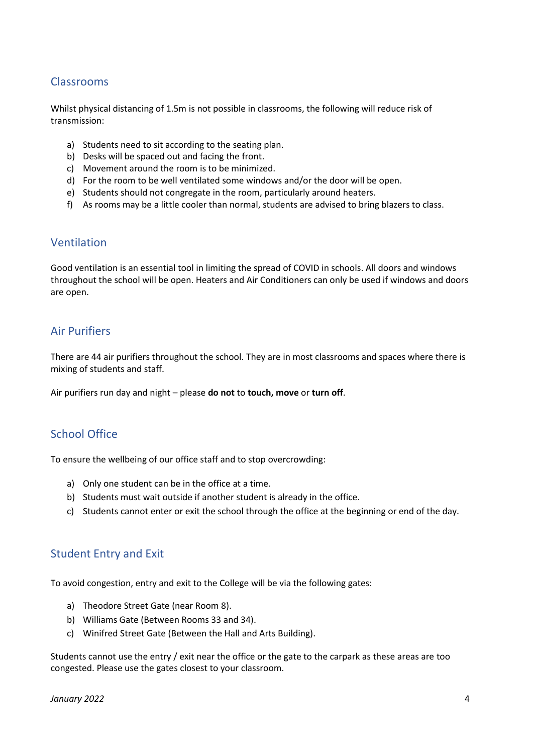## Classrooms

Whilst physical distancing of 1.5m is not possible in classrooms, the following will reduce risk of transmission:

a) Students need to sit according to the seating plan.
b) Desks will be spaced out and facing the front.
c) Movement around the room is to be minimized.
d) For the room to be well ventilated some windows and/or the door will be open.
e) Students should not congregate in the room, particularly around heaters.
f) As rooms may be a little cooler than normal, students are advised to bring blazers to class.

## Ventilation

Good ventilation is an essential tool in limiting the spread of COVID in schools. All doors and windows throughout the school will be open. Heaters and Air Conditioners can only be used if windows and doors are open.

## Air Purifiers

There are 44 air purifiers throughout the school. They are in most classrooms and spaces where there is mixing of students and staff.

Air purifiers run day and night – please **do not** to **touch, move** or **turn off**.

## School Office

To ensure the wellbeing of our office staff and to stop overcrowding:

a) Only one student can be in the office at a time.
b) Students must wait outside if another student is already in the office.
c) Students cannot enter or exit the school through the office at the beginning or end of the day.

## Student Entry and Exit

To avoid congestion, entry and exit to the College will be via the following gates:

a) Theodore Street Gate (near Room 8).
b) Williams Gate (Between Rooms 33 and 34).
c) Winifred Street Gate (Between the Hall and Arts Building).

Students cannot use the entry / exit near the office or the gate to the carpark as these areas are too congested. Please use the gates closest to your classroom.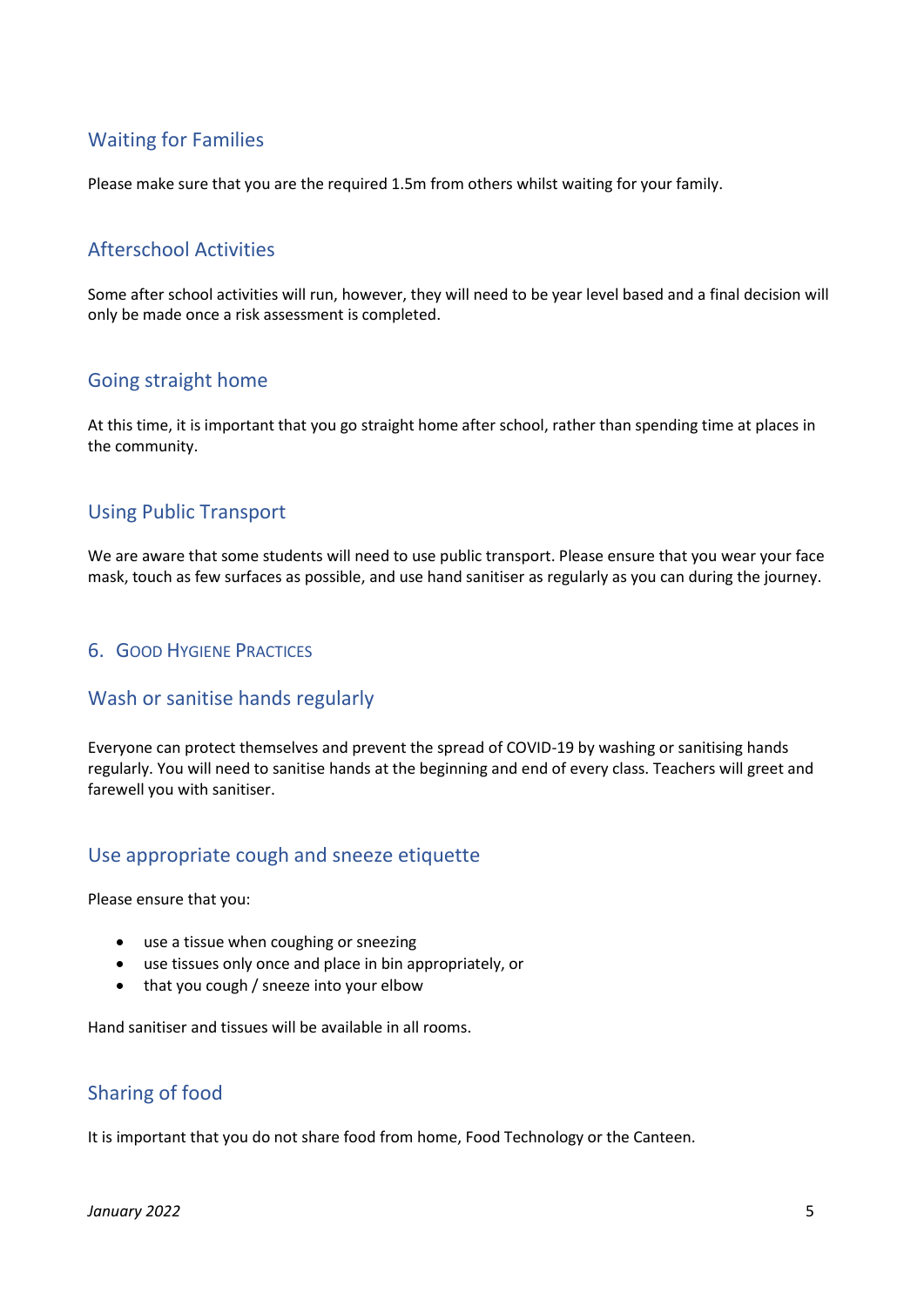### Waiting for Families

Please make sure that you are the required 1.5m from others whilst waiting for your family.

### Afterschool Activities

Some after school activities will run, however, they will need to be year level based and a final decision will only be made once a risk assessment is completed.

### Going straight home

At this time, it is important that you go straight home after school, rather than spending time at places in the community.

### Using Public Transport

We are aware that some students will need to use public transport. Please ensure that you wear your face mask, touch as few surfaces as possible, and use hand sanitiser as regularly as you can during the journey.

## 6. Good Hygiene Practices

### Wash or sanitise hands regularly

Everyone can protect themselves and prevent the spread of COVID-19 by washing or sanitising hands regularly. You will need to sanitise hands at the beginning and end of every class. Teachers will greet and farewell you with sanitiser.

### Use appropriate cough and sneeze etiquette

Please ensure that you:

- use a tissue when coughing or sneezing
- use tissues only once and place in bin appropriately, or
- that you cough / sneeze into your elbow

Hand sanitiser and tissues will be available in all rooms.

### Sharing of food

It is important that you do not share food from home, Food Technology or the Canteen.

*January 2022*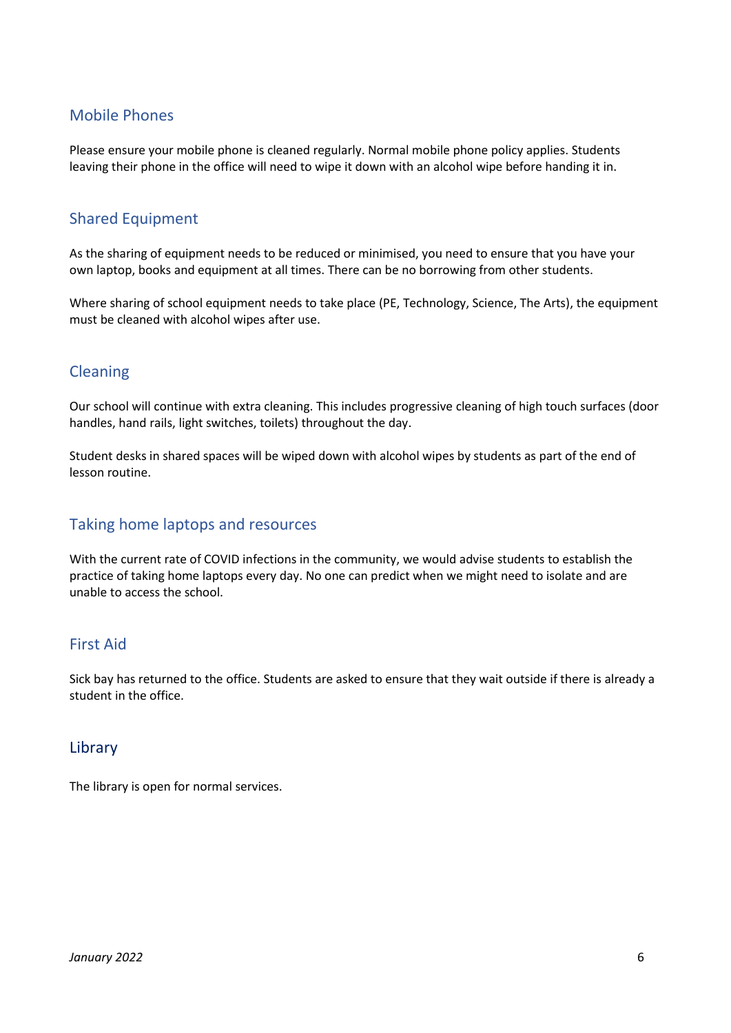## Mobile Phones

Please ensure your mobile phone is cleaned regularly. Normal mobile phone policy applies. Students leaving their phone in the office will need to wipe it down with an alcohol wipe before handing it in.

## Shared Equipment

As the sharing of equipment needs to be reduced or minimised, you need to ensure that you have your own laptop, books and equipment at all times. There can be no borrowing from other students.

Where sharing of school equipment needs to take place (PE, Technology, Science, The Arts), the equipment must be cleaned with alcohol wipes after use.

## Cleaning

Our school will continue with extra cleaning. This includes progressive cleaning of high touch surfaces (door handles, hand rails, light switches, toilets) throughout the day.

Student desks in shared spaces will be wiped down with alcohol wipes by students as part of the end of lesson routine.

## Taking home laptops and resources

With the current rate of COVID infections in the community, we would advise students to establish the practice of taking home laptops every day. No one can predict when we might need to isolate and are unable to access the school.

## First Aid

Sick bay has returned to the office. Students are asked to ensure that they wait outside if there is already a student in the office.

## Library

The library is open for normal services.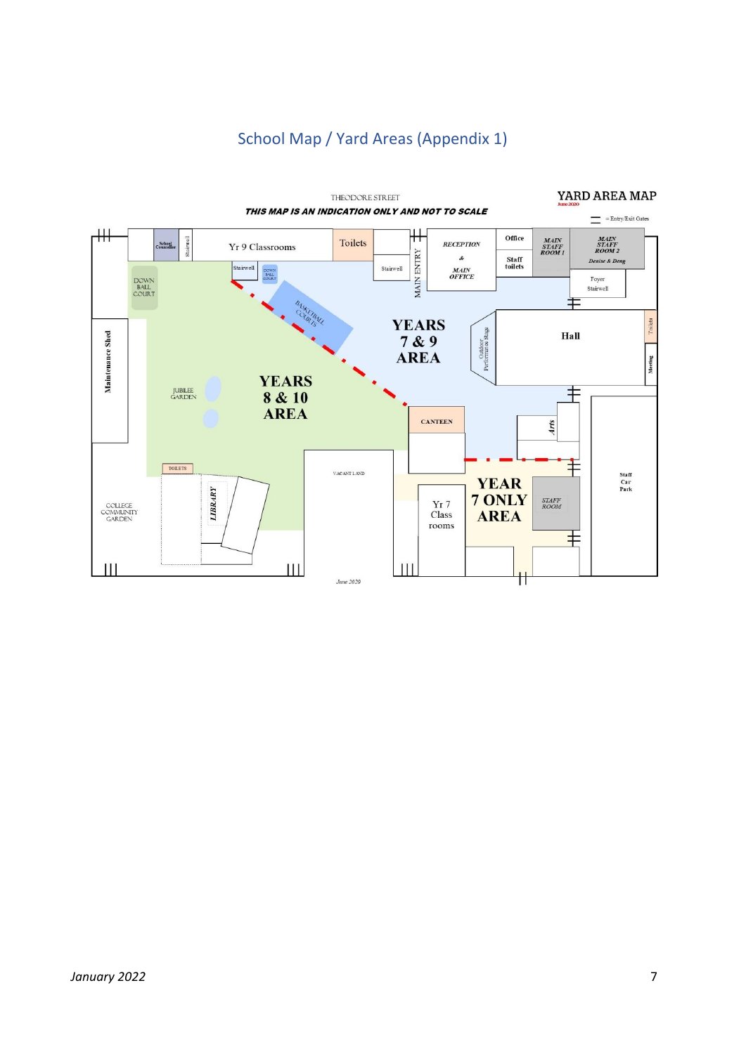## School Map / Yard Areas (Appendix 1)

THEODORE STREET

YARD AREA MAP

June 2020

***THIS MAP IS AN INDICATION ONLY AND NOT TO SCALE***

= Entry/Exit Gates

School Counsellor

Stairwell

Yr 9 Classrooms

Toilets

Stairwell

MAIN ENTRY

RECEPTION & MAIN OFFICE

Office

Staff toilets

MAIN STAFF ROOM 1

MAIN STAFF ROOM 2

Denise & Dong

Foyer Stairwell

DOWN BALL COURT

Stairwell

DOWN BALL COURT

BASKETBALL COURTS

YEARS 7 & 9 AREA

Outdoor Performance Stage

Hall

Toilets

Meeting

Maintenance Shed

JUBILEE GARDEN

YEARS 8 & 10 AREA

CANTEEN

Arts

TOILETS

VACANT LAND

YEAR 7 ONLY AREA

Staff Car Park

LIBRARY

COLLEGE COMMUNITY GARDEN

Yr 7 Class rooms

STAFF ROOM

June 2020